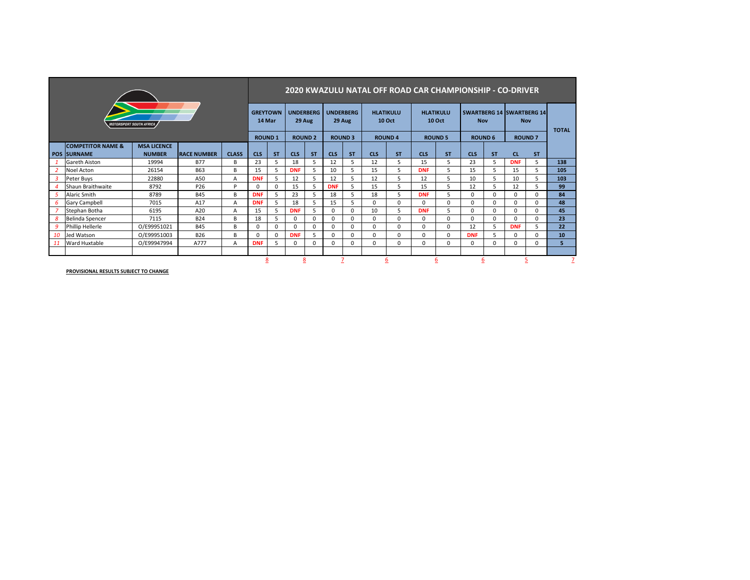## 2020 KWAZULU NATAL OFF ROAD CAR CHAMPIONSHIP - CO-DRIVER

| POS | COMPETITOR NAME & SURNAME | MSA LICENCE NUMBER | RACE NUMBER | CLASS | GREYTOWN 14 Mar ROUND 1 CLS | ST | UNDERBERG 29 Aug ROUND 2 CLS | ST | UNDERBERG 29 Aug ROUND 3 CLS | ST | HLATIKULU 10 Oct ROUND 4 CLS | ST | HLATIKULU 10 Oct ROUND 5 CLS | ST | SWARTBERG 14 Nov ROUND 6 CLS | ST | SWARTBERG 14 Nov ROUND 7 CL | ST | TOTAL |
|---|---|---|---|---|---|---|---|---|---|---|---|---|---|---|---|---|---|---|---|
| 1 | Gareth Aiston | 19994 | B77 | B | 23 | 5 | 18 | 5 | 12 | 5 | 12 | 5 | 15 | 5 | 23 | 5 | DNF | 5 | 138 |
| 2 | Noel Acton | 26154 | B63 | B | 15 | 5 | DNF | 5 | 10 | 5 | 15 | 5 | DNF | 5 | 15 | 5 | 15 | 5 | 105 |
| 3 | Peter Buys | 22880 | A50 | A | DNF | 5 | 12 | 5 | 12 | 5 | 12 | 5 | 12 | 5 | 10 | 5 | 10 | 5 | 103 |
| 4 | Shaun Braithwaite | 8792 | P26 | P | 0 | 0 | 15 | 5 | DNF | 5 | 15 | 5 | 15 | 5 | 12 | 5 | 12 | 5 | 99 |
| 5 | Alaric Smith | 8789 | B45 | B | DNF | 5 | 23 | 5 | 18 | 5 | 18 | 5 | DNF | 5 | 0 | 0 | 0 | 0 | 84 |
| 6 | Gary Campbell | 7015 | A17 | A | DNF | 5 | 18 | 5 | 15 | 5 | 0 | 0 | 0 | 0 | 0 | 0 | 0 | 0 | 48 |
| 7 | Stephan Botha | 6195 | A20 | A | 15 | 5 | DNF | 5 | 0 | 0 | 10 | 5 | DNF | 5 | 0 | 0 | 0 | 0 | 45 |
| 8 | Belinda Spencer | 7115 | B24 | B | 18 | 5 | 0 | 0 | 0 | 0 | 0 | 0 | 0 | 0 | 0 | 0 | 0 | 0 | 23 |
| 9 | Phillip Hellerle | O/E99951021 | B45 | B | 0 | 0 | 0 | 0 | 0 | 0 | 0 | 0 | 0 | 0 | 12 | 5 | DNF | 5 | 22 |
| 10 | Jed Watson | O/E99951003 | B26 | B | 0 | 0 | DNF | 5 | 0 | 0 | 0 | 0 | 0 | 0 | DNF | 5 | 0 | 0 | 10 |
| 11 | Ward Huxtable | O/E99947994 | A777 | A | DNF | 5 | 0 | 0 | 0 | 0 | 0 | 0 | 0 | 0 | 0 | 0 | 0 | 0 | 5 |
| | | | | | 8 | | 8 | | 7 | | 6 | | 6 | | 6 | | 5 | | 7 |

**PROVISIONAL RESULTS SUBJECT TO CHANGE**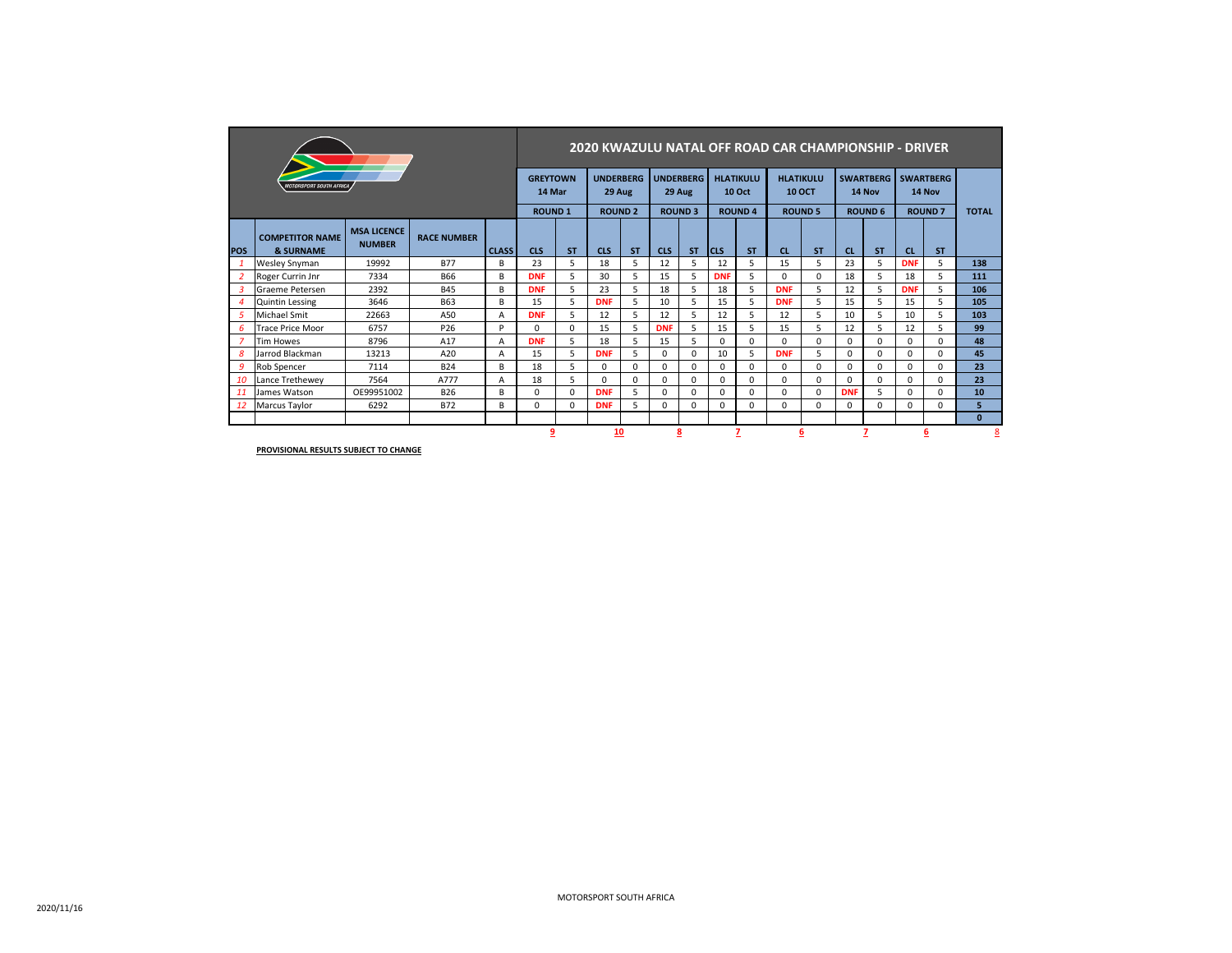# 2020 KWAZULU NATAL OFF ROAD CAR CHAMPIONSHIP - DRIVER

| | | | | | GREYTOWN 14 Mar | | UNDERBERG 29 Aug | | UNDERBERG 29 Aug | | HLATIKULU 10 Oct | | HLATIKULU 10 OCT | | SWARTBERG 14 Nov | | SWARTBERG 14 Nov | | TOTAL |
|---|---|---|---|---|---|---|---|---|---|---|---|---|---|---|---|---|---|---|---|
| | | | | | ROUND 1 | | ROUND 2 | | ROUND 3 | | ROUND 4 | | ROUND 5 | | ROUND 6 | | ROUND 7 | | |
| POS | COMPETITOR NAME & SURNAME | MSA LICENCE NUMBER | RACE NUMBER | CLASS | CLS | ST | CLS | ST | CLS | ST | CLS | ST | CL | ST | CL | ST | CL | ST | |
| 1 | Wesley Snyman | 19992 | B77 | B | 23 | 5 | 18 | 5 | 12 | 5 | 12 | 5 | 15 | 5 | 23 | 5 | DNF | 5 | 138 |
| 2 | Roger Currin Jnr | 7334 | B66 | B | DNF | 5 | 30 | 5 | 15 | 5 | DNF | 5 | 0 | 0 | 18 | 5 | 18 | 5 | 111 |
| 3 | Graeme Petersen | 2392 | B45 | B | DNF | 5 | 23 | 5 | 18 | 5 | 18 | 5 | DNF | 5 | 12 | 5 | DNF | 5 | 106 |
| 4 | Quintin Lessing | 3646 | B63 | B | 15 | 5 | DNF | 5 | 10 | 5 | 15 | 5 | DNF | 5 | 15 | 5 | 15 | 5 | 105 |
| 5 | Michael Smit | 22663 | A50 | A | DNF | 5 | 12 | 5 | 12 | 5 | 12 | 5 | 12 | 5 | 10 | 5 | 10 | 5 | 103 |
| 6 | Trace Price Moor | 6757 | P26 | P | 0 | 0 | 15 | 5 | DNF | 5 | 15 | 5 | 15 | 5 | 12 | 5 | 12 | 5 | 99 |
| 7 | Tim Howes | 8796 | A17 | A | DNF | 5 | 18 | 5 | 15 | 5 | 0 | 0 | 0 | 0 | 0 | 0 | 0 | 0 | 48 |
| 8 | Jarrod Blackman | 13213 | A20 | A | 15 | 5 | DNF | 5 | 0 | 0 | 10 | 5 | DNF | 5 | 0 | 0 | 0 | 0 | 45 |
| 9 | Rob Spencer | 7114 | B24 | B | 18 | 5 | 0 | 0 | 0 | 0 | 0 | 0 | 0 | 0 | 0 | 0 | 0 | 0 | 23 |
| 10 | Lance Trethewey | 7564 | A777 | A | 18 | 5 | 0 | 0 | 0 | 0 | 0 | 0 | 0 | 0 | 0 | 0 | 0 | 0 | 23 |
| 11 | James Watson | OE99951002 | B26 | B | 0 | 0 | DNF | 5 | 0 | 0 | 0 | 0 | 0 | 0 | DNF | 5 | 0 | 0 | 10 |
| 12 | Marcus Taylor | 6292 | B72 | B | 0 | 0 | DNF | 5 | 0 | 0 | 0 | 0 | 0 | 0 | 0 | 0 | 0 | 0 | 5 |
| | | | | | | | | | | | | | | | | | | | 0 |
| | | | | | 9 | | 10 | | 8 | | 7 | | 6 | | 7 | | 6 | | 8 |

**PROVISIONAL RESULTS SUBJECT TO CHANGE**

MOTORSPORT SOUTH AFRICA

2020/11/16